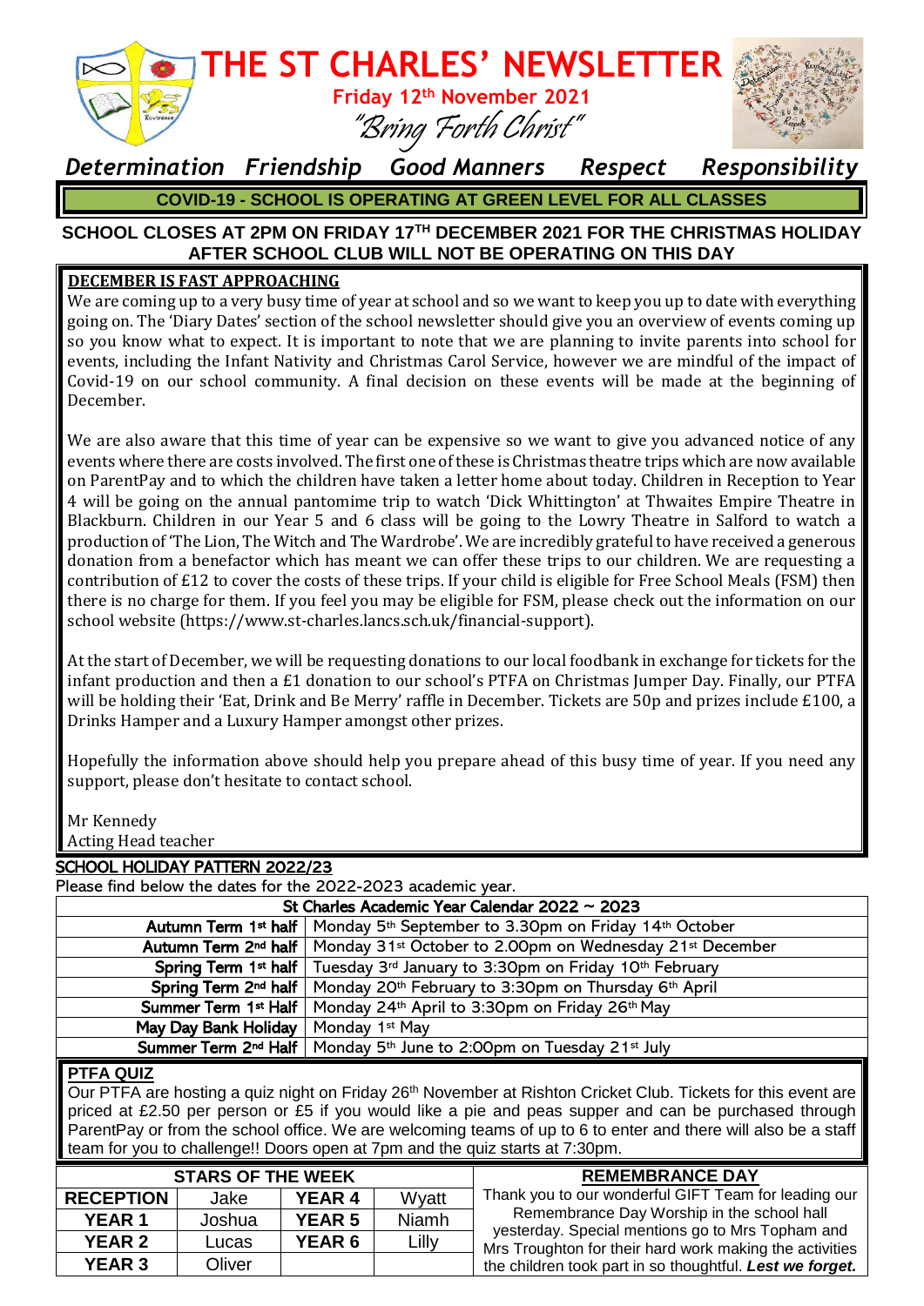# THE ST CHARLES' NEWSLETTER

**Friday 12th November 2021**

*"Bring Forth Christ"*

*Determination Friendship Good Manners Respect Responsibility*

**COVID-19 - SCHOOL IS OPERATING AT GREEN LEVEL FOR ALL CLASSES**

**SCHOOL CLOSES AT 2PM ON FRIDAY 17TH DECEMBER 2021 FOR THE CHRISTMAS HOLIDAY**
**AFTER SCHOOL CLUB WILL NOT BE OPERATING ON THIS DAY**

## DECEMBER IS FAST APPROACHING

We are coming up to a very busy time of year at school and so we want to keep you up to date with everything going on. The 'Diary Dates' section of the school newsletter should give you an overview of events coming up so you know what to expect. It is important to note that we are planning to invite parents into school for events, including the Infant Nativity and Christmas Carol Service, however we are mindful of the impact of Covid-19 on our school community. A final decision on these events will be made at the beginning of December.

We are also aware that this time of year can be expensive so we want to give you advanced notice of any events where there are costs involved. The first one of these is Christmas theatre trips which are now available on ParentPay and to which the children have taken a letter home about today. Children in Reception to Year 4 will be going on the annual pantomime trip to watch 'Dick Whittington' at Thwaites Empire Theatre in Blackburn. Children in our Year 5 and 6 class will be going to the Lowry Theatre in Salford to watch a production of 'The Lion, The Witch and The Wardrobe'. We are incredibly grateful to have received a generous donation from a benefactor which has meant we can offer these trips to our children. We are requesting a contribution of £12 to cover the costs of these trips. If your child is eligible for Free School Meals (FSM) then there is no charge for them. If you feel you may be eligible for FSM, please check out the information on our school website (https://www.st-charles.lancs.sch.uk/financial-support).

At the start of December, we will be requesting donations to our local foodbank in exchange for tickets for the infant production and then a £1 donation to our school's PTFA on Christmas Jumper Day. Finally, our PTFA will be holding their 'Eat, Drink and Be Merry' raffle in December. Tickets are 50p and prizes include £100, a Drinks Hamper and a Luxury Hamper amongst other prizes.

Hopefully the information above should help you prepare ahead of this busy time of year. If you need any support, please don't hesitate to contact school.

Mr Kennedy
Acting Head teacher

## SCHOOL HOLIDAY PATTERN 2022/23

Please find below the dates for the 2022-2023 academic year.

| St Charles Academic Year Calendar 2022 ~ 2023 | |
|---|---|
| **Autumn Term 1st half** | Monday 5th September to 3.30pm on Friday 14th October |
| **Autumn Term 2nd half** | Monday 31st October to 2.00pm on Wednesday 21st December |
| **Spring Term 1st half** | Tuesday 3rd January to 3:30pm on Friday 10th February |
| **Spring Term 2nd half** | Monday 20th February to 3:30pm on Thursday 6th April |
| **Summer Term 1st Half** | Monday 24th April to 3:30pm on Friday 26th May |
| **May Day Bank Holiday** | Monday 1st May |
| **Summer Term 2nd Half** | Monday 5th June to 2:00pm on Tuesday 21st July |

## PTFA QUIZ

Our PTFA are hosting a quiz night on Friday 26th November at Rishton Cricket Club. Tickets for this event are priced at £2.50 per person or £5 if you would like a pie and peas supper and can be purchased through ParentPay or from the school office. We are welcoming teams of up to 6 to enter and there will also be a staff team for you to challenge!! Doors open at 7pm and the quiz starts at 7:30pm.

## STARS OF THE WEEK

| | | | |
|---|---|---|---|
| **RECEPTION** | Jake | **YEAR 4** | Wyatt |
| **YEAR 1** | Joshua | **YEAR 5** | Niamh |
| **YEAR 2** | Lucas | **YEAR 6** | Lilly |
| **YEAR 3** | Oliver | | |

## REMEMBRANCE DAY

Thank you to our wonderful GIFT Team for leading our Remembrance Day Worship in the school hall yesterday. Special mentions go to Mrs Topham and Mrs Troughton for their hard work making the activities the children took part in so thoughtful. ***Lest we forget.***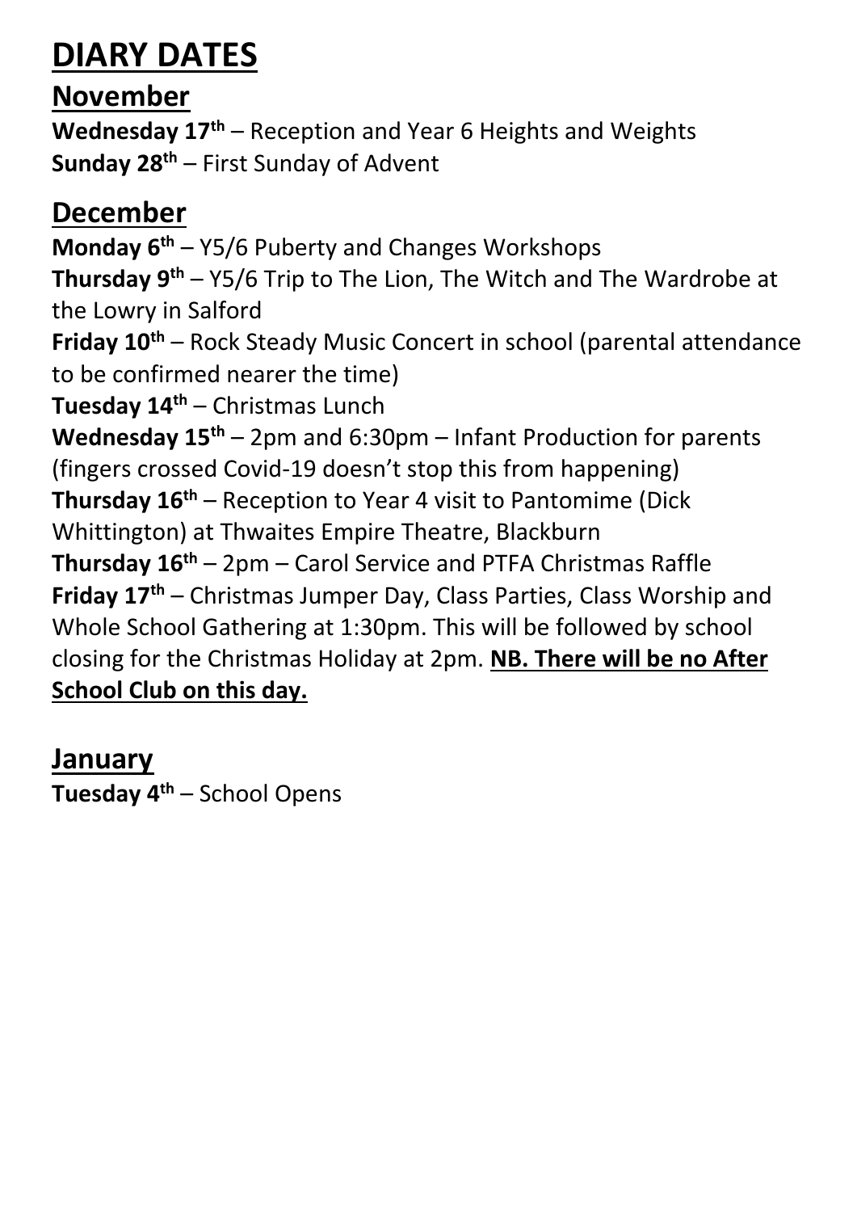# DIARY DATES

## November

**Wednesday 17th** – Reception and Year 6 Heights and Weights
**Sunday 28th** – First Sunday of Advent

## December

**Monday 6th** – Y5/6 Puberty and Changes Workshops
**Thursday 9th** – Y5/6 Trip to The Lion, The Witch and The Wardrobe at the Lowry in Salford
**Friday 10th** – Rock Steady Music Concert in school (parental attendance to be confirmed nearer the time)
**Tuesday 14th** – Christmas Lunch
**Wednesday 15th** – 2pm and 6:30pm – Infant Production for parents (fingers crossed Covid-19 doesn't stop this from happening)
**Thursday 16th** – Reception to Year 4 visit to Pantomime (Dick Whittington) at Thwaites Empire Theatre, Blackburn
**Thursday 16th** – 2pm – Carol Service and PTFA Christmas Raffle
**Friday 17th** – Christmas Jumper Day, Class Parties, Class Worship and Whole School Gathering at 1:30pm. This will be followed by school closing for the Christmas Holiday at 2pm. **NB. There will be no After School Club on this day.**

## January

**Tuesday 4th** – School Opens